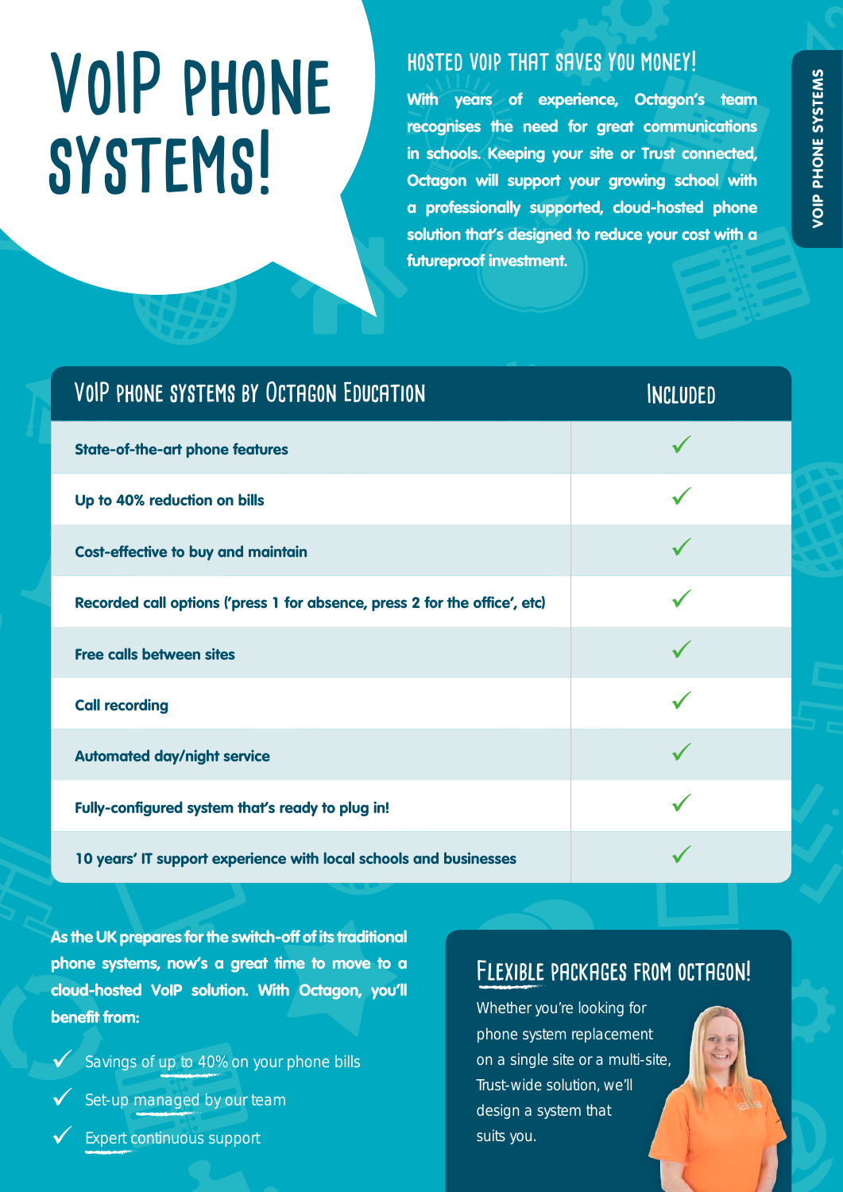# VoIP PHONE SYSTEMS!

## HOSTED VOIP THAT SAVES YOU MONEY!

**With years of experience, Octagon's team recognises the need for great communications in schools. Keeping your site or Trust connected, Octagon will support your growing school with a professionally supported, cloud-hosted phone solution that's designed to reduce your cost with a futureproof investment.**

VOIP PHONE SYSTEMS

| VoIP phone systems by Octagon Education | Included |
|---|---|
| State-of-the-art phone features | ✓ |
| Up to 40% reduction on bills | ✓ |
| Cost-effective to buy and maintain | ✓ |
| Recorded call options ('press 1 for absence, press 2 for the office', etc) | ✓ |
| Free calls between sites | ✓ |
| Call recording | ✓ |
| Automated day/night service | ✓ |
| Fully-configured system that's ready to plug in! | ✓ |
| 10 years' IT support experience with local schools and businesses | ✓ |

**As the UK prepares for the switch-off of its traditional phone systems, now's a great time to move to a cloud-hosted VoIP solution. With Octagon, you'll benefit from:**

- ✓ Savings of up to 40% on your phone bills
- ✓ Set-up managed by our team
- ✓ Expert continuous support

## FLEXIBLE PACKAGES FROM OCTAGON!

Whether you're looking for phone system replacement on a single site or a multi-site, Trust-wide solution, we'll design a system that suits you.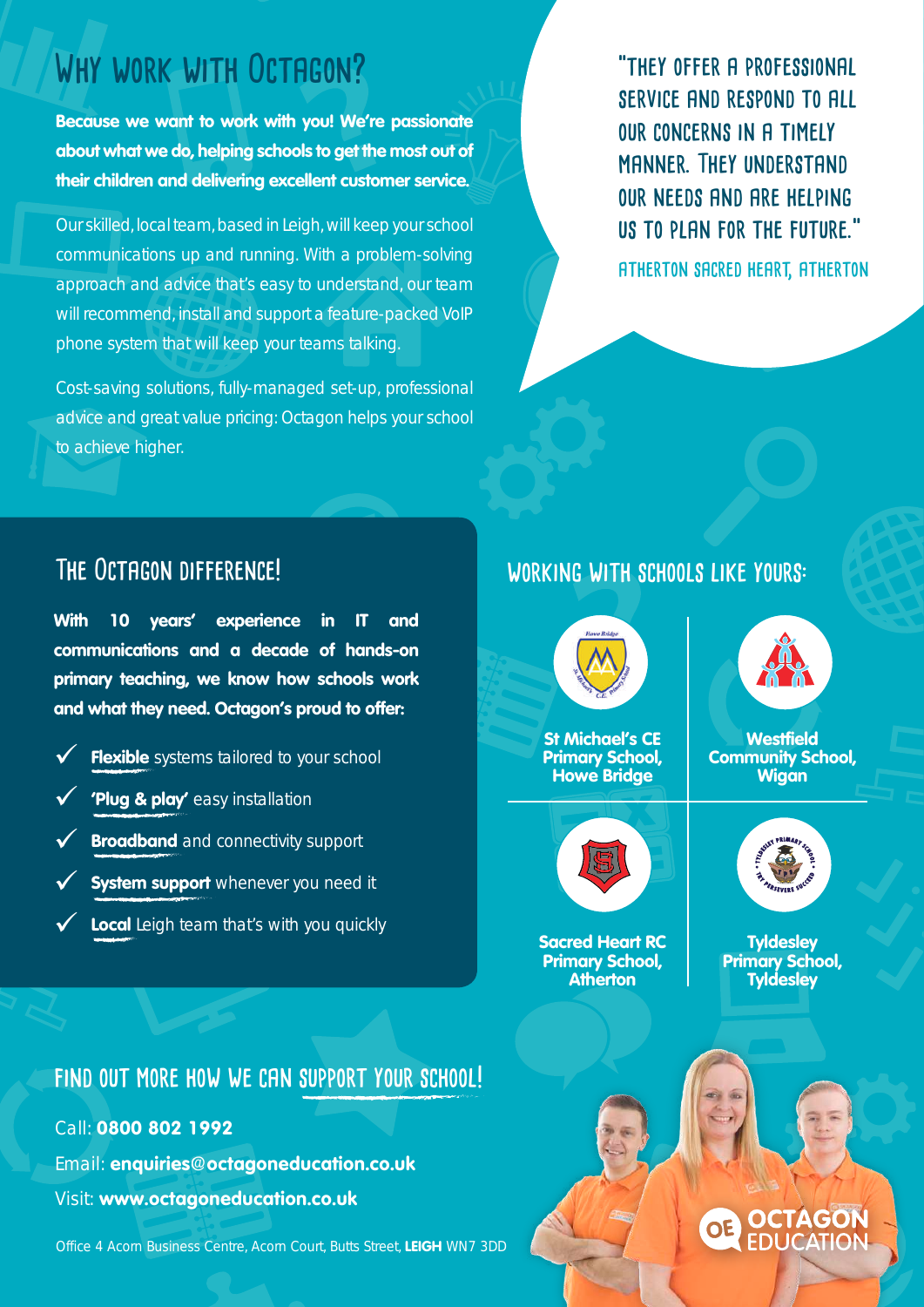## Why work with Octagon?

**Because we want to work with you! We're passionate about what we do, helping schools to get the most out of their children and delivering excellent customer service.**

Our skilled, local team, based in Leigh, will keep your school communications up and running. With a problem-solving approach and advice that's easy to understand, our team will recommend, install and support a feature-packed VoIP phone system that will keep your teams talking.

Cost-saving solutions, fully-managed set-up, professional advice and great value pricing: Octagon helps your school to achieve higher.

"They offer a professional service and respond to all our concerns in a timely manner. They understand our needs and are helping us to plan for the future."

Atherton Sacred Heart, Atherton

## The Octagon difference!

**With 10 years' experience in IT and communications and a decade of hands-on primary teaching, we know how schools work and what they need. Octagon's proud to offer:**

- ✓ **Flexible** systems tailored to your school
- ✓ **'Plug & play'** easy installation
- ✓ **Broadband** and connectivity support
- ✓ **System support** whenever you need it
- ✓ **Local** Leigh team that's with you quickly

## Working with schools like yours:

- **St Michael's CE Primary School, Howe Bridge**
- **Westfield Community School, Wigan**
- **Sacred Heart RC Primary School, Atherton**
- **Tyldesley Primary School, Tyldesley**

## Find out more how we can support your school!

Call: **0800 802 1992**

Email: **enquiries@octagoneducation.co.uk**

Visit: **www.octagoneducation.co.uk**

Office 4 Acorn Business Centre, Acorn Court, Butts Street, **LEIGH** WN7 3DD

OE OCTAGON EDUCATION